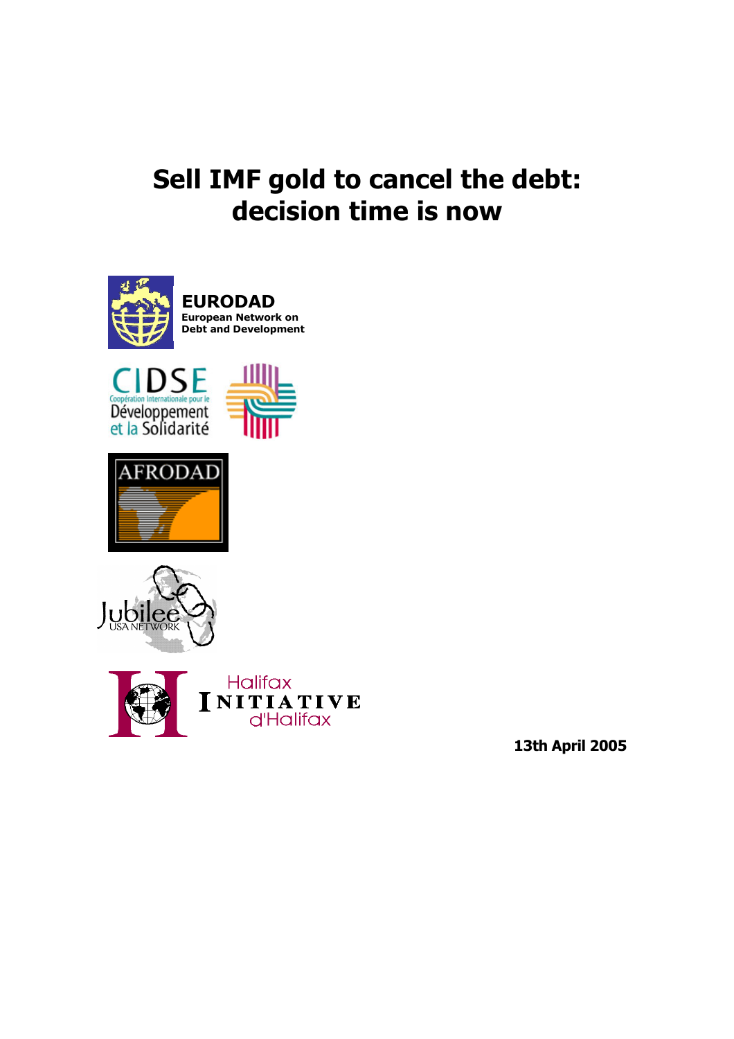# Sell IMF gold to cancel the debt: decision time is now

**EURODAD**
**European Network on Debt and Development**

CIDSE
Coopération Internationale pour le Développement et la Solidarité

AFRODAD

Jubilee USA NETWORK

Halifax INITIATIVE d'Halifax

**13th April 2005**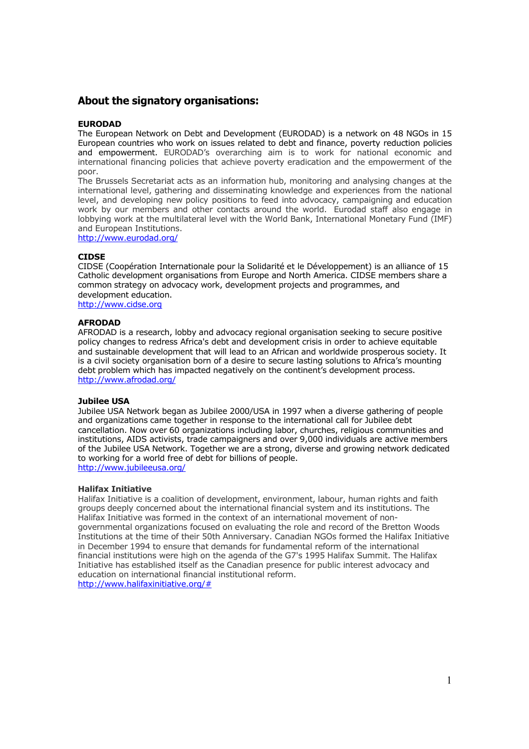## About the signatory organisations:

**EURODAD**
The European Network on Debt and Development (EURODAD) is a network on 48 NGOs in 15 European countries who work on issues related to debt and finance, poverty reduction policies and empowerment. EURODAD's overarching aim is to work for national economic and international financing policies that achieve poverty eradication and the empowerment of the poor.
The Brussels Secretariat acts as an information hub, monitoring and analysing changes at the international level, gathering and disseminating knowledge and experiences from the national level, and developing new policy positions to feed into advocacy, campaigning and education work by our members and other contacts around the world. Eurodad staff also engage in lobbying work at the multilateral level with the World Bank, International Monetary Fund (IMF) and European Institutions.
http://www.eurodad.org/

**CIDSE**
CIDSE (Coopération Internationale pour la Solidarité et le Développement) is an alliance of 15 Catholic development organisations from Europe and North America. CIDSE members share a common strategy on advocacy work, development projects and programmes, and development education.
http://www.cidse.org

**AFRODAD**
AFRODAD is a research, lobby and advocacy regional organisation seeking to secure positive policy changes to redress Africa's debt and development crisis in order to achieve equitable and sustainable development that will lead to an African and worldwide prosperous society. It is a civil society organisation born of a desire to secure lasting solutions to Africa's mounting debt problem which has impacted negatively on the continent's development process.
http://www.afrodad.org/

**Jubilee USA**
Jubilee USA Network began as Jubilee 2000/USA in 1997 when a diverse gathering of people and organizations came together in response to the international call for Jubilee debt cancellation. Now over 60 organizations including labor, churches, religious communities and institutions, AIDS activists, trade campaigners and over 9,000 individuals are active members of the Jubilee USA Network. Together we are a strong, diverse and growing network dedicated to working for a world free of debt for billions of people.
http://www.jubileeusa.org/

**Halifax Initiative**
Halifax Initiative is a coalition of development, environment, labour, human rights and faith groups deeply concerned about the international financial system and its institutions. The Halifax Initiative was formed in the context of an international movement of non-governmental organizations focused on evaluating the role and record of the Bretton Woods Institutions at the time of their 50th Anniversary. Canadian NGOs formed the Halifax Initiative in December 1994 to ensure that demands for fundamental reform of the international financial institutions were high on the agenda of the G7's 1995 Halifax Summit. The Halifax Initiative has established itself as the Canadian presence for public interest advocacy and education on international financial institutional reform.
http://www.halifaxinitiative.org/#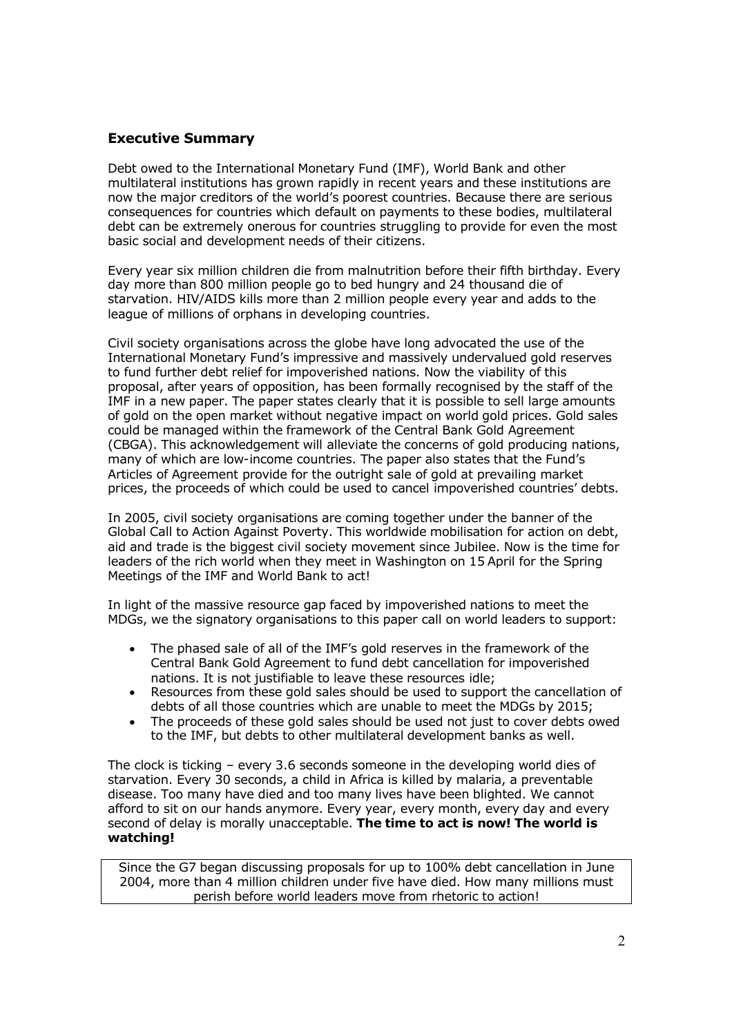## Executive Summary

Debt owed to the International Monetary Fund (IMF), World Bank and other multilateral institutions has grown rapidly in recent years and these institutions are now the major creditors of the world's poorest countries. Because there are serious consequences for countries which default on payments to these bodies, multilateral debt can be extremely onerous for countries struggling to provide for even the most basic social and development needs of their citizens.

Every year six million children die from malnutrition before their fifth birthday. Every day more than 800 million people go to bed hungry and 24 thousand die of starvation. HIV/AIDS kills more than 2 million people every year and adds to the league of millions of orphans in developing countries.

Civil society organisations across the globe have long advocated the use of the International Monetary Fund's impressive and massively undervalued gold reserves to fund further debt relief for impoverished nations. Now the viability of this proposal, after years of opposition, has been formally recognised by the staff of the IMF in a new paper. The paper states clearly that it is possible to sell large amounts of gold on the open market without negative impact on world gold prices. Gold sales could be managed within the framework of the Central Bank Gold Agreement (CBGA). This acknowledgement will alleviate the concerns of gold producing nations, many of which are low-income countries. The paper also states that the Fund's Articles of Agreement provide for the outright sale of gold at prevailing market prices, the proceeds of which could be used to cancel impoverished countries' debts.

In 2005, civil society organisations are coming together under the banner of the Global Call to Action Against Poverty. This worldwide mobilisation for action on debt, aid and trade is the biggest civil society movement since Jubilee. Now is the time for leaders of the rich world when they meet in Washington on 15 April for the Spring Meetings of the IMF and World Bank to act!

In light of the massive resource gap faced by impoverished nations to meet the MDGs, we the signatory organisations to this paper call on world leaders to support:

- The phased sale of all of the IMF's gold reserves in the framework of the Central Bank Gold Agreement to fund debt cancellation for impoverished nations. It is not justifiable to leave these resources idle;
- Resources from these gold sales should be used to support the cancellation of debts of all those countries which are unable to meet the MDGs by 2015;
- The proceeds of these gold sales should be used not just to cover debts owed to the IMF, but debts to other multilateral development banks as well.

The clock is ticking – every 3.6 seconds someone in the developing world dies of starvation. Every 30 seconds, a child in Africa is killed by malaria, a preventable disease. Too many have died and too many lives have been blighted. We cannot afford to sit on our hands anymore. Every year, every month, every day and every second of delay is morally unacceptable. **The time to act is now! The world is watching!**

| Since the G7 began discussing proposals for up to 100% debt cancellation in June 2004, more than 4 million children under five have died. How many millions must perish before world leaders move from rhetoric to action! |
|---|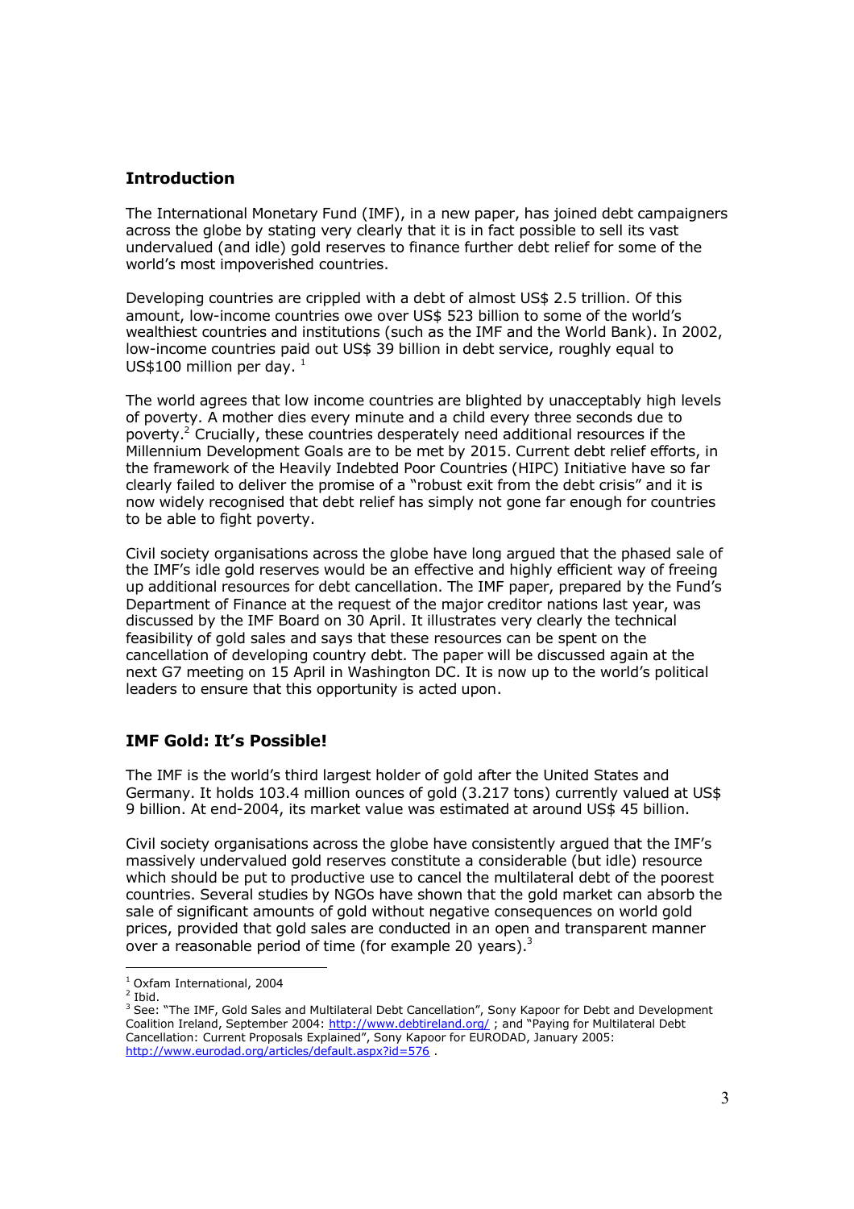## Introduction

The International Monetary Fund (IMF), in a new paper, has joined debt campaigners across the globe by stating very clearly that it is in fact possible to sell its vast undervalued (and idle) gold reserves to finance further debt relief for some of the world's most impoverished countries.

Developing countries are crippled with a debt of almost US$ 2.5 trillion. Of this amount, low-income countries owe over US$ 523 billion to some of the world's wealthiest countries and institutions (such as the IMF and the World Bank). In 2002, low-income countries paid out US$ 39 billion in debt service, roughly equal to US$100 million per day. [1]

The world agrees that low income countries are blighted by unacceptably high levels of poverty. A mother dies every minute and a child every three seconds due to poverty.[2] Crucially, these countries desperately need additional resources if the Millennium Development Goals are to be met by 2015. Current debt relief efforts, in the framework of the Heavily Indebted Poor Countries (HIPC) Initiative have so far clearly failed to deliver the promise of a "robust exit from the debt crisis" and it is now widely recognised that debt relief has simply not gone far enough for countries to be able to fight poverty.

Civil society organisations across the globe have long argued that the phased sale of the IMF's idle gold reserves would be an effective and highly efficient way of freeing up additional resources for debt cancellation. The IMF paper, prepared by the Fund's Department of Finance at the request of the major creditor nations last year, was discussed by the IMF Board on 30 April. It illustrates very clearly the technical feasibility of gold sales and says that these resources can be spent on the cancellation of developing country debt. The paper will be discussed again at the next G7 meeting on 15 April in Washington DC. It is now up to the world's political leaders to ensure that this opportunity is acted upon.

## IMF Gold: It's Possible!

The IMF is the world's third largest holder of gold after the United States and Germany. It holds 103.4 million ounces of gold (3.217 tons) currently valued at US$ 9 billion. At end-2004, its market value was estimated at around US$ 45 billion.

Civil society organisations across the globe have consistently argued that the IMF's massively undervalued gold reserves constitute a considerable (but idle) resource which should be put to productive use to cancel the multilateral debt of the poorest countries. Several studies by NGOs have shown that the gold market can absorb the sale of significant amounts of gold without negative consequences on world gold prices, provided that gold sales are conducted in an open and transparent manner over a reasonable period of time (for example 20 years).[3]

---

[1] Oxfam International, 2004

[2] Ibid.

[3] See: "The IMF, Gold Sales and Multilateral Debt Cancellation", Sony Kapoor for Debt and Development Coalition Ireland, September 2004: http://www.debtireland.org/ ; and "Paying for Multilateral Debt Cancellation: Current Proposals Explained", Sony Kapoor for EURODAD, January 2005: http://www.eurodad.org/articles/default.aspx?id=576 .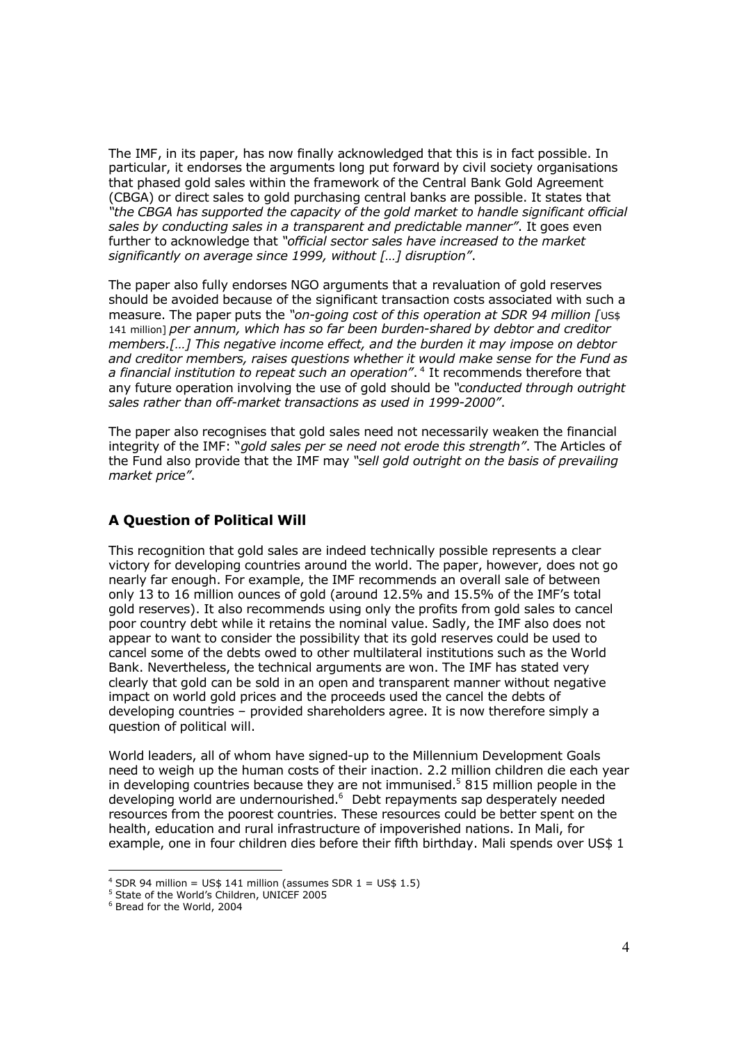The IMF, in its paper, has now finally acknowledged that this is in fact possible. In particular, it endorses the arguments long put forward by civil society organisations that phased gold sales within the framework of the Central Bank Gold Agreement (CBGA) or direct sales to gold purchasing central banks are possible. It states that *"the CBGA has supported the capacity of the gold market to handle significant official sales by conducting sales in a transparent and predictable manner"*. It goes even further to acknowledge that *"official sector sales have increased to the market significantly on average since 1999, without […] disruption"*.

The paper also fully endorses NGO arguments that a revaluation of gold reserves should be avoided because of the significant transaction costs associated with such a measure. The paper puts the *"on-going cost of this operation at SDR 94 million [*US$ 141 million*] per annum, which has so far been burden-shared by debtor and creditor members.[…] This negative income effect, and the burden it may impose on debtor and creditor members, raises questions whether it would make sense for the Fund as a financial institution to repeat such an operation"*.[4] It recommends therefore that any future operation involving the use of gold should be *"conducted through outright sales rather than off-market transactions as used in 1999-2000"*.

The paper also recognises that gold sales need not necessarily weaken the financial integrity of the IMF: "*gold sales per se need not erode this strength"*. The Articles of the Fund also provide that the IMF may *"sell gold outright on the basis of prevailing market price"*.

## A Question of Political Will

This recognition that gold sales are indeed technically possible represents a clear victory for developing countries around the world. The paper, however, does not go nearly far enough. For example, the IMF recommends an overall sale of between only 13 to 16 million ounces of gold (around 12.5% and 15.5% of the IMF's total gold reserves). It also recommends using only the profits from gold sales to cancel poor country debt while it retains the nominal value. Sadly, the IMF also does not appear to want to consider the possibility that its gold reserves could be used to cancel some of the debts owed to other multilateral institutions such as the World Bank. Nevertheless, the technical arguments are won. The IMF has stated very clearly that gold can be sold in an open and transparent manner without negative impact on world gold prices and the proceeds used the cancel the debts of developing countries – provided shareholders agree. It is now therefore simply a question of political will.

World leaders, all of whom have signed-up to the Millennium Development Goals need to weigh up the human costs of their inaction. 2.2 million children die each year in developing countries because they are not immunised.[5] 815 million people in the developing world are undernourished.[6] Debt repayments sap desperately needed resources from the poorest countries. These resources could be better spent on the health, education and rural infrastructure of impoverished nations. In Mali, for example, one in four children dies before their fifth birthday. Mali spends over US$ 1

---

[4] SDR 94 million = US$ 141 million (assumes SDR 1 = US$ 1.5)

[5] State of the World's Children, UNICEF 2005

[6] Bread for the World, 2004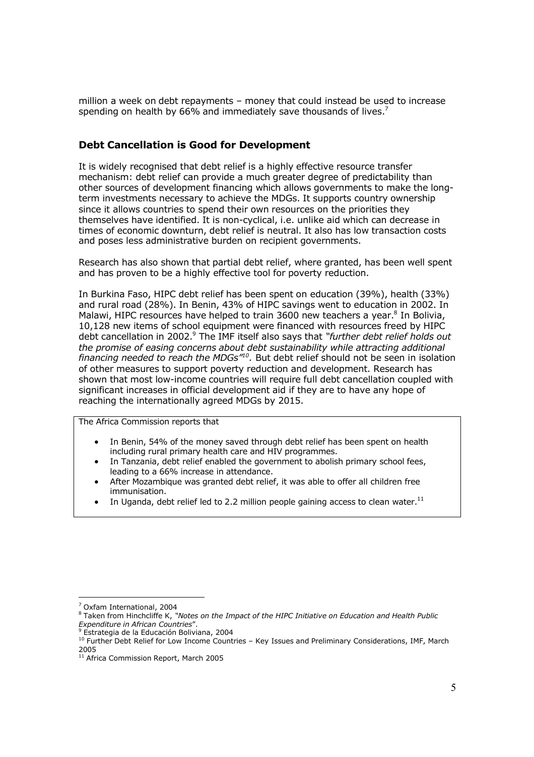million a week on debt repayments – money that could instead be used to increase spending on health by 66% and immediately save thousands of lives.[7]

## Debt Cancellation is Good for Development

It is widely recognised that debt relief is a highly effective resource transfer mechanism: debt relief can provide a much greater degree of predictability than other sources of development financing which allows governments to make the long-term investments necessary to achieve the MDGs. It supports country ownership since it allows countries to spend their own resources on the priorities they themselves have identified. It is non-cyclical, i.e. unlike aid which can decrease in times of economic downturn, debt relief is neutral. It also has low transaction costs and poses less administrative burden on recipient governments.

Research has also shown that partial debt relief, where granted, has been well spent and has proven to be a highly effective tool for poverty reduction.

In Burkina Faso, HIPC debt relief has been spent on education (39%), health (33%) and rural road (28%). In Benin, 43% of HIPC savings went to education in 2002. In Malawi, HIPC resources have helped to train 3600 new teachers a year.[8] In Bolivia, 10,128 new items of school equipment were financed with resources freed by HIPC debt cancellation in 2002.[9] The IMF itself also says that *"further debt relief holds out the promise of easing concerns about debt sustainability while attracting additional financing needed to reach the MDGs"*[10]. But debt relief should not be seen in isolation of other measures to support poverty reduction and development. Research has shown that most low-income countries will require full debt cancellation coupled with significant increases in official development aid if they are to have any hope of reaching the internationally agreed MDGs by 2015.

The Africa Commission reports that

- In Benin, 54% of the money saved through debt relief has been spent on health including rural primary health care and HIV programmes.
- In Tanzania, debt relief enabled the government to abolish primary school fees, leading to a 66% increase in attendance.
- After Mozambique was granted debt relief, it was able to offer all children free immunisation.
- In Uganda, debt relief led to 2.2 million people gaining access to clean water.[11]

---

[7] Oxfam International, 2004

[8] Taken from Hinchcliffe K, *"Notes on the Impact of the HIPC Initiative on Education and Health Public Expenditure in African Countries*".

[9] Estrategia de la Educación Boliviana, 2004

[10] Further Debt Relief for Low Income Countries – Key Issues and Preliminary Considerations, IMF, March 2005

[11] Africa Commission Report, March 2005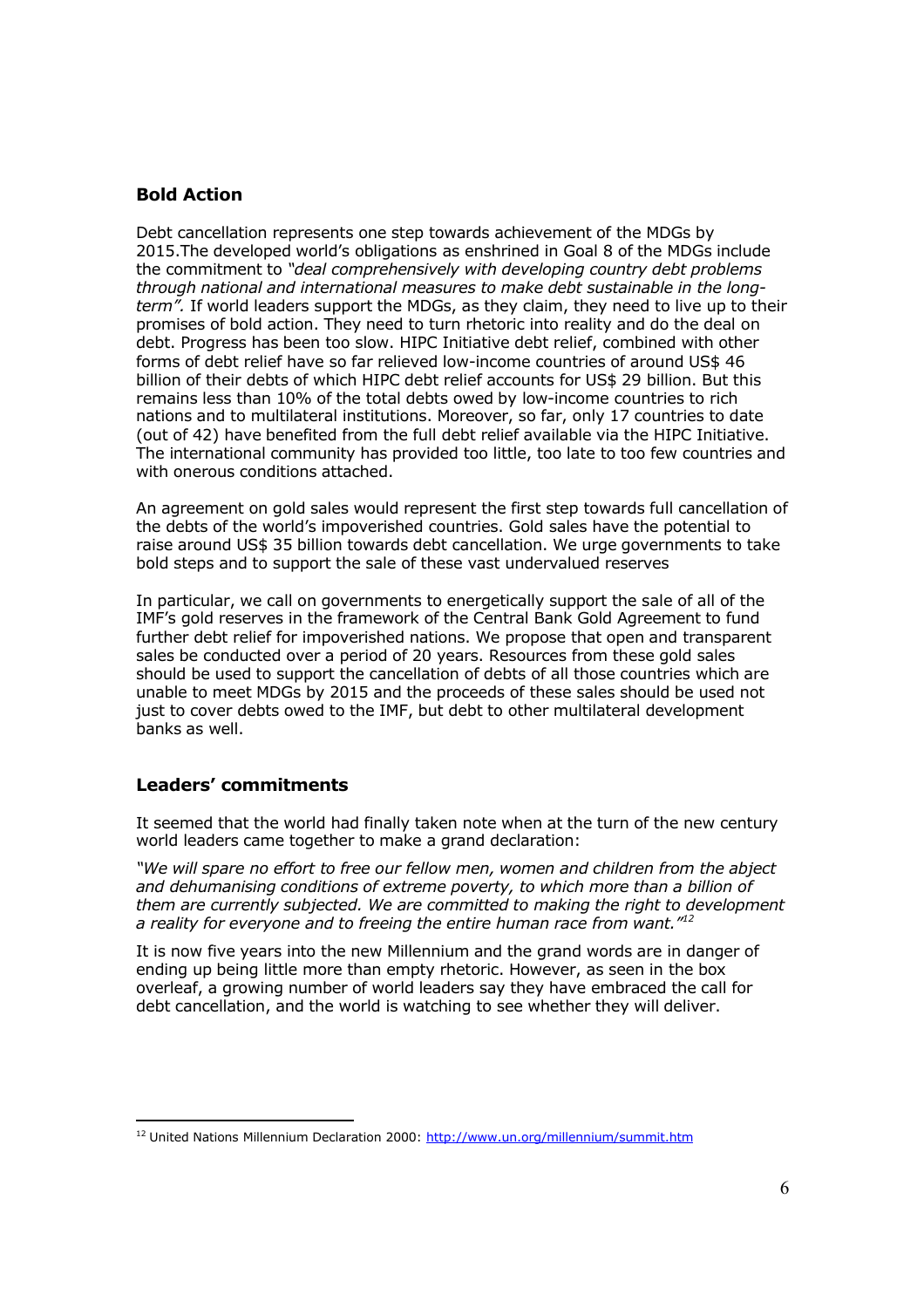## Bold Action

Debt cancellation represents one step towards achievement of the MDGs by 2015.The developed world's obligations as enshrined in Goal 8 of the MDGs include the commitment to *"deal comprehensively with developing country debt problems through national and international measures to make debt sustainable in the long-term".* If world leaders support the MDGs, as they claim, they need to live up to their promises of bold action. They need to turn rhetoric into reality and do the deal on debt. Progress has been too slow. HIPC Initiative debt relief, combined with other forms of debt relief have so far relieved low-income countries of around US$ 46 billion of their debts of which HIPC debt relief accounts for US$ 29 billion. But this remains less than 10% of the total debts owed by low-income countries to rich nations and to multilateral institutions. Moreover, so far, only 17 countries to date (out of 42) have benefited from the full debt relief available via the HIPC Initiative. The international community has provided too little, too late to too few countries and with onerous conditions attached.

An agreement on gold sales would represent the first step towards full cancellation of the debts of the world's impoverished countries. Gold sales have the potential to raise around US$ 35 billion towards debt cancellation. We urge governments to take bold steps and to support the sale of these vast undervalued reserves

In particular, we call on governments to energetically support the sale of all of the IMF's gold reserves in the framework of the Central Bank Gold Agreement to fund further debt relief for impoverished nations. We propose that open and transparent sales be conducted over a period of 20 years. Resources from these gold sales should be used to support the cancellation of debts of all those countries which are unable to meet MDGs by 2015 and the proceeds of these sales should be used not just to cover debts owed to the IMF, but debt to other multilateral development banks as well.

## Leaders' commitments

It seemed that the world had finally taken note when at the turn of the new century world leaders came together to make a grand declaration:

*"We will spare no effort to free our fellow men, women and children from the abject and dehumanising conditions of extreme poverty, to which more than a billion of them are currently subjected. We are committed to making the right to development a reality for everyone and to freeing the entire human race from want."*[12]

It is now five years into the new Millennium and the grand words are in danger of ending up being little more than empty rhetoric. However, as seen in the box overleaf, a growing number of world leaders say they have embraced the call for debt cancellation, and the world is watching to see whether they will deliver.

---

[12] United Nations Millennium Declaration 2000: http://www.un.org/millennium/summit.htm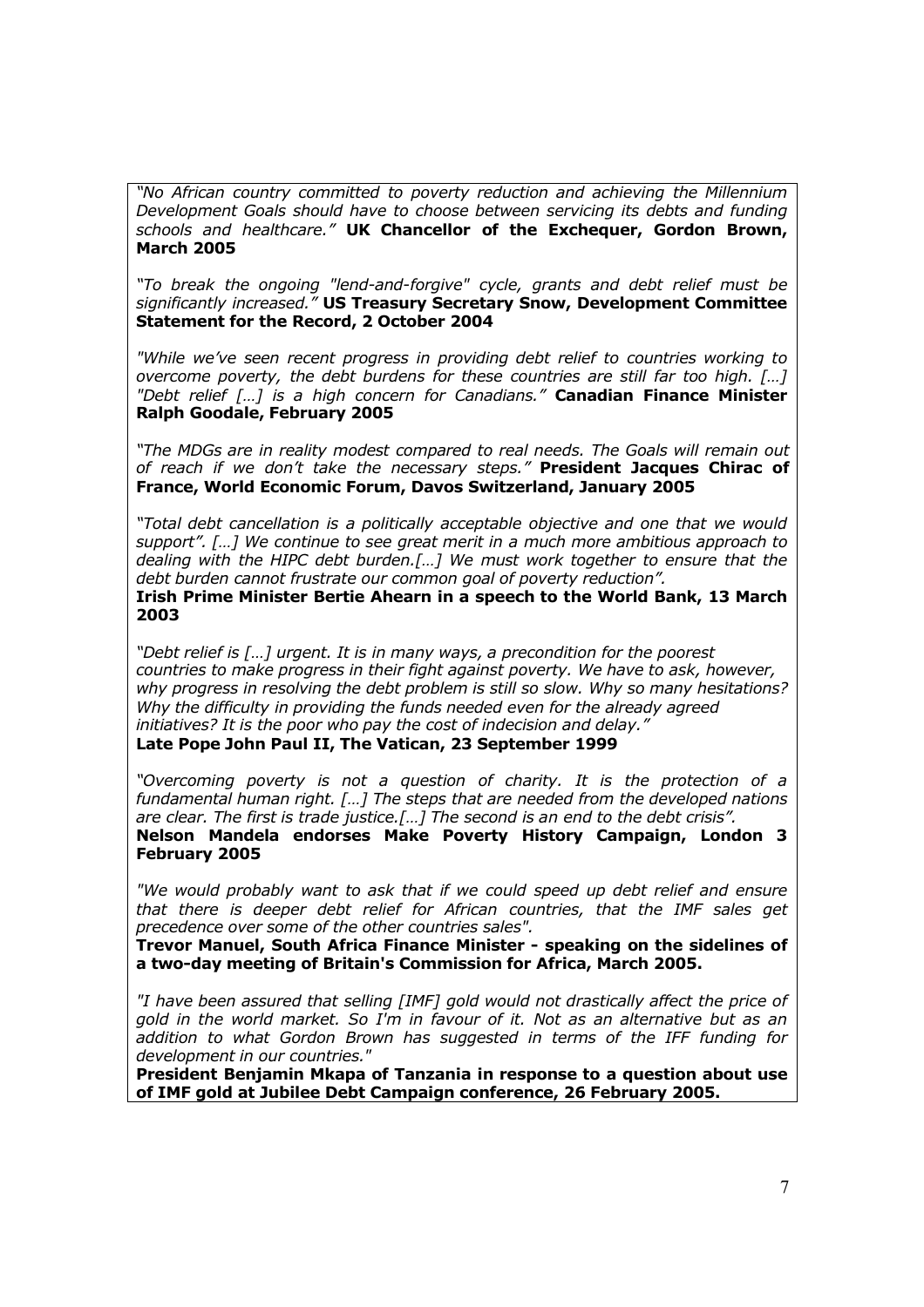*"No African country committed to poverty reduction and achieving the Millennium Development Goals should have to choose between servicing its debts and funding schools and healthcare."* **UK Chancellor of the Exchequer, Gordon Brown, March 2005**

*"To break the ongoing "lend-and-forgive" cycle, grants and debt relief must be significantly increased."* **US Treasury Secretary Snow, Development Committee Statement for the Record, 2 October 2004**

*"While we've seen recent progress in providing debt relief to countries working to overcome poverty, the debt burdens for these countries are still far too high. […] "Debt relief […] is a high concern for Canadians."* **Canadian Finance Minister Ralph Goodale, February 2005**

*"The MDGs are in reality modest compared to real needs. The Goals will remain out of reach if we don't take the necessary steps."* **President Jacques Chirac of France, World Economic Forum, Davos Switzerland, January 2005**

*"Total debt cancellation is a politically acceptable objective and one that we would support". […] We continue to see great merit in a much more ambitious approach to dealing with the HIPC debt burden.[…] We must work together to ensure that the debt burden cannot frustrate our common goal of poverty reduction".*
**Irish Prime Minister Bertie Ahearn in a speech to the World Bank, 13 March 2003**

*"Debt relief is […] urgent. It is in many ways, a precondition for the poorest countries to make progress in their fight against poverty. We have to ask, however, why progress in resolving the debt problem is still so slow. Why so many hesitations? Why the difficulty in providing the funds needed even for the already agreed initiatives? It is the poor who pay the cost of indecision and delay."*
**Late Pope John Paul II, The Vatican, 23 September 1999**

*"Overcoming poverty is not a question of charity. It is the protection of a fundamental human right. […] The steps that are needed from the developed nations are clear. The first is trade justice.[…] The second is an end to the debt crisis".*
**Nelson Mandela endorses Make Poverty History Campaign, London 3 February 2005**

*"We would probably want to ask that if we could speed up debt relief and ensure that there is deeper debt relief for African countries, that the IMF sales get precedence over some of the other countries sales".*
**Trevor Manuel, South Africa Finance Minister - speaking on the sidelines of a two-day meeting of Britain's Commission for Africa, March 2005.**

*"I have been assured that selling [IMF] gold would not drastically affect the price of gold in the world market. So I'm in favour of it. Not as an alternative but as an addition to what Gordon Brown has suggested in terms of the IFF funding for development in our countries."*
**President Benjamin Mkapa of Tanzania in response to a question about use of IMF gold at Jubilee Debt Campaign conference, 26 February 2005.**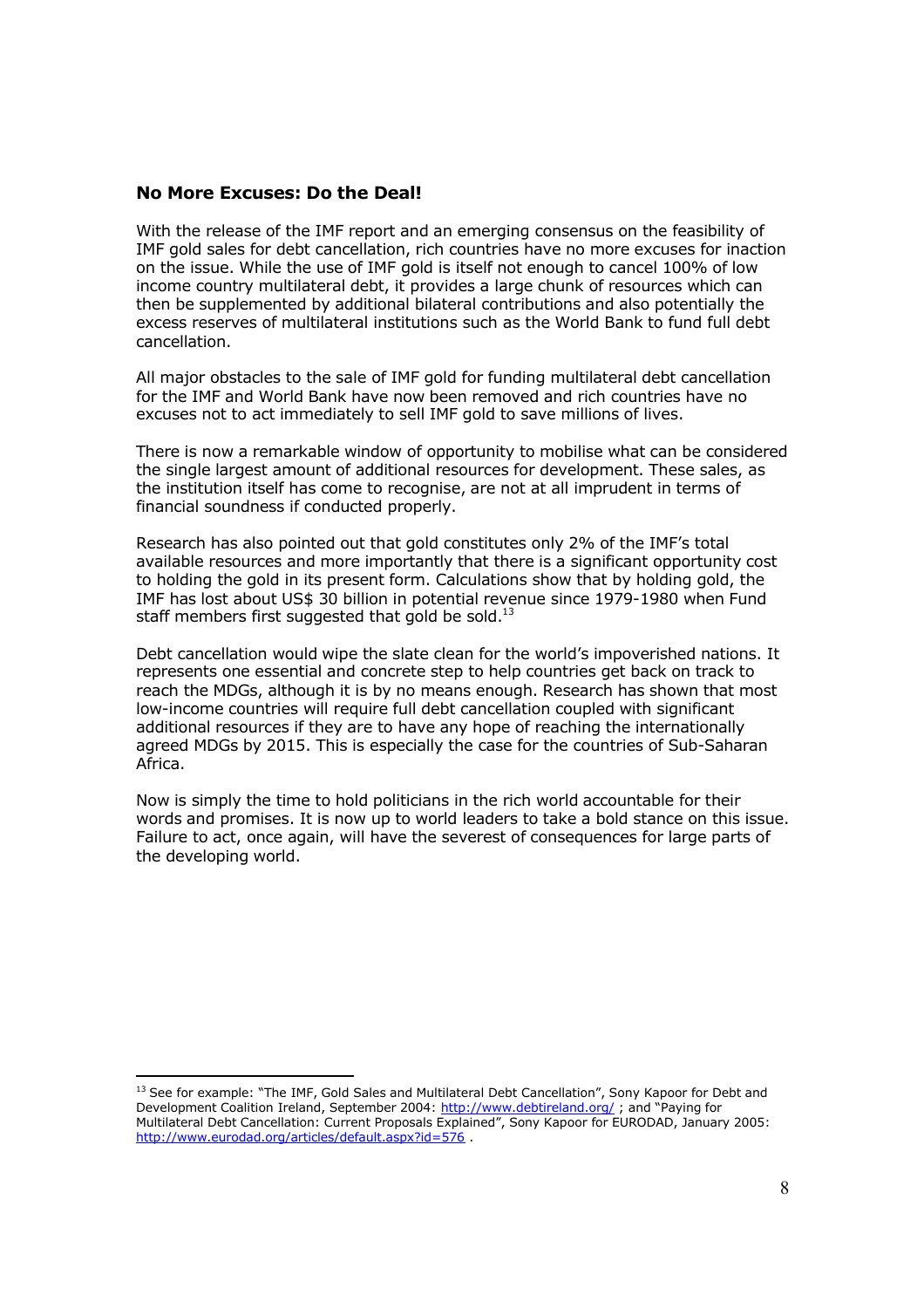## No More Excuses: Do the Deal!

With the release of the IMF report and an emerging consensus on the feasibility of IMF gold sales for debt cancellation, rich countries have no more excuses for inaction on the issue. While the use of IMF gold is itself not enough to cancel 100% of low income country multilateral debt, it provides a large chunk of resources which can then be supplemented by additional bilateral contributions and also potentially the excess reserves of multilateral institutions such as the World Bank to fund full debt cancellation.

All major obstacles to the sale of IMF gold for funding multilateral debt cancellation for the IMF and World Bank have now been removed and rich countries have no excuses not to act immediately to sell IMF gold to save millions of lives.

There is now a remarkable window of opportunity to mobilise what can be considered the single largest amount of additional resources for development. These sales, as the institution itself has come to recognise, are not at all imprudent in terms of financial soundness if conducted properly.

Research has also pointed out that gold constitutes only 2% of the IMF's total available resources and more importantly that there is a significant opportunity cost to holding the gold in its present form. Calculations show that by holding gold, the IMF has lost about US$ 30 billion in potential revenue since 1979-1980 when Fund staff members first suggested that gold be sold.[13]

Debt cancellation would wipe the slate clean for the world's impoverished nations. It represents one essential and concrete step to help countries get back on track to reach the MDGs, although it is by no means enough. Research has shown that most low-income countries will require full debt cancellation coupled with significant additional resources if they are to have any hope of reaching the internationally agreed MDGs by 2015. This is especially the case for the countries of Sub-Saharan Africa.

Now is simply the time to hold politicians in the rich world accountable for their words and promises. It is now up to world leaders to take a bold stance on this issue. Failure to act, once again, will have the severest of consequences for large parts of the developing world.

---

[13] See for example: "The IMF, Gold Sales and Multilateral Debt Cancellation", Sony Kapoor for Debt and Development Coalition Ireland, September 2004: http://www.debtireland.org/ ; and "Paying for Multilateral Debt Cancellation: Current Proposals Explained", Sony Kapoor for EURODAD, January 2005: http://www.eurodad.org/articles/default.aspx?id=576 .